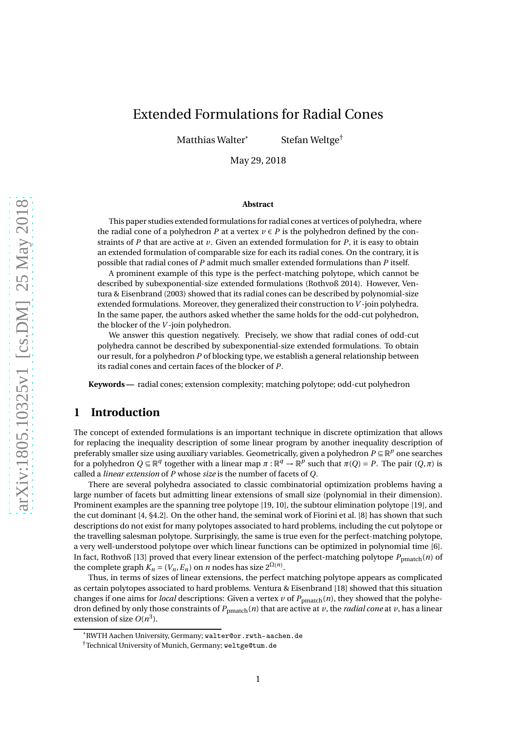# Extended Formulations for Radial Cones

Matthias Walter* Stefan Weltge†

May 29, 2018

**Abstract**

This paper studies extended formulations for radial cones at vertices of polyhedra, where the radial cone of a polyhedron $P$ at a vertex $v \in P$ is the polyhedron defined by the constraints of $P$ that are active at $v$. Given an extended formulation for $P$, it is easy to obtain an extended formulation of comparable size for each its radial cones. On the contrary, it is possible that radial cones of $P$ admit much smaller extended formulations than $P$ itself.

A prominent example of this type is the perfect-matching polytope, which cannot be described by subexponential-size extended formulations (Rothvoß 2014). However, Ventura & Eisenbrand (2003) showed that its radial cones can be described by polynomial-size extended formulations. Moreover, they generalized their construction to $V$-join polyhedra. In the same paper, the authors asked whether the same holds for the odd-cut polyhedron, the blocker of the $V$-join polyhedron.

We answer this question negatively. Precisely, we show that radial cones of odd-cut polyhedra cannot be described by subexponential-size extended formulations. To obtain our result, for a polyhedron $P$ of blocking type, we establish a general relationship between its radial cones and certain faces of the blocker of $P$.

**Keywords —** radial cones; extension complexity; matching polytope; odd-cut polyhedron

## 1 Introduction

The concept of extended formulations is an important technique in discrete optimization that allows for replacing the inequality description of some linear program by another inequality description of preferably smaller size using auxiliary variables. Geometrically, given a polyhedron $P \subseteq \mathbb{R}^p$ one searches for a polyhedron $Q \subseteq \mathbb{R}^q$ together with a linear map $\pi : \mathbb{R}^q \to \mathbb{R}^p$ such that $\pi(Q) = P$. The pair $(Q, \pi)$ is called a *linear extension* of $P$ whose *size* is the number of facets of $Q$.

There are several polyhedra associated to classic combinatorial optimization problems having a large number of facets but admitting linear extensions of small size (polynomial in their dimension). Prominent examples are the spanning tree polytope [19, 10], the subtour elimination polytope [19], and the cut dominant [4, §4.2]. On the other hand, the seminal work of Fiorini et al. [8] has shown that such descriptions do not exist for many polytopes associated to hard problems, including the cut polytope or the travelling salesman polytope. Surprisingly, the same is true even for the perfect-matching polytope, a very well-understood polytope over which linear functions can be optimized in polynomial time [6]. In fact, Rothvoß [13] proved that every linear extension of the perfect-matching polytope $P_{\text{pmatch}}(n)$ of the complete graph $K_n = (V_n, E_n)$ on $n$ nodes has size $2^{\Omega(n)}$.

Thus, in terms of sizes of linear extensions, the perfect matching polytope appears as complicated as certain polytopes associated to hard problems. Ventura & Eisenbrand [18] showed that this situation changes if one aims for *local* descriptions: Given a vertex $v$ of $P_{\text{pmatch}}(n)$, they showed that the polyhedron defined by only those constraints of $P_{\text{pmatch}}(n)$ that are active at $v$, the *radial cone* at $v$, has a linear extension of size $O(n^3)$.

*RWTH Aachen University, Germany; walter@or.rwth-aachen.de

†Technical University of Munich, Germany; weltge@tum.de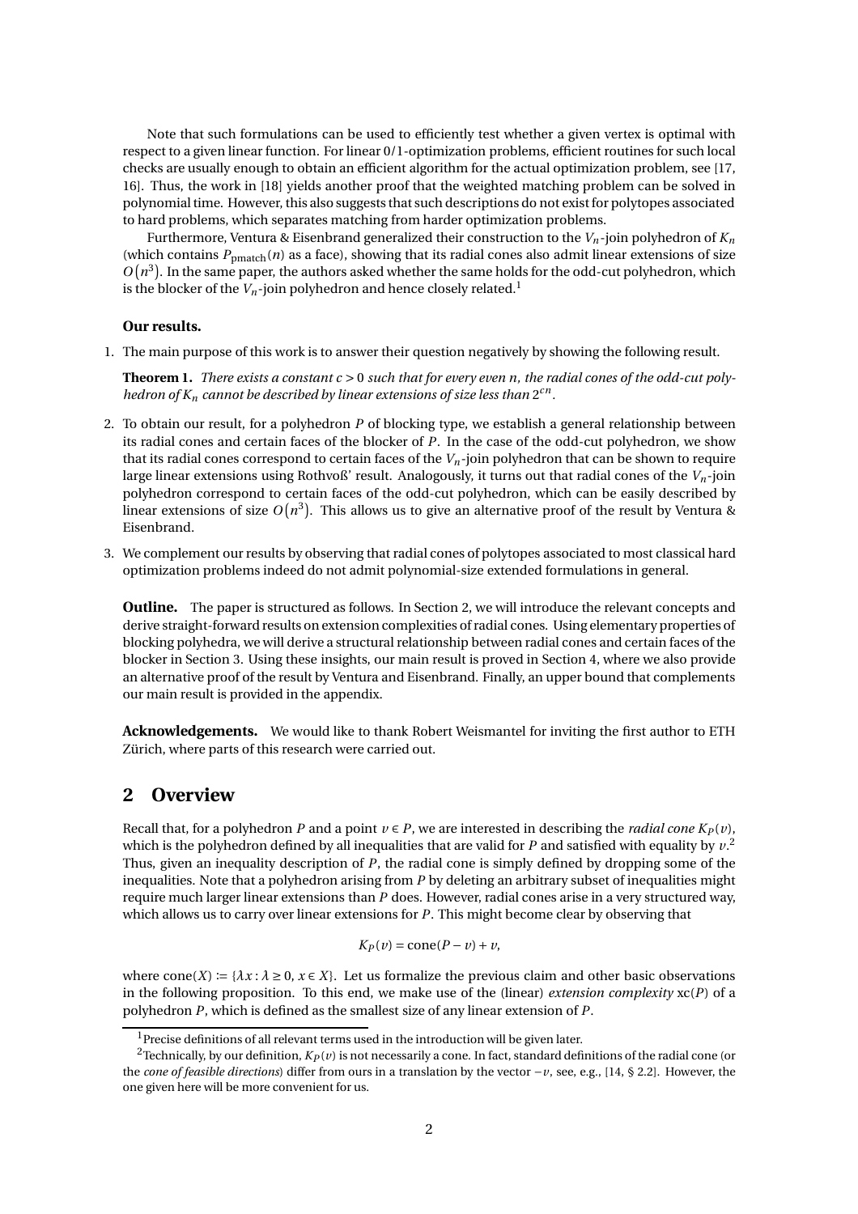Note that such formulations can be used to efficiently test whether a given vertex is optimal with respect to a given linear function. For linear 0/1-optimization problems, efficient routines for such local checks are usually enough to obtain an efficient algorithm for the actual optimization problem, see [17, 16]. Thus, the work in [18] yields another proof that the weighted matching problem can be solved in polynomial time. However, this also suggests that such descriptions do not exist for polytopes associated to hard problems, which separates matching from harder optimization problems.

Furthermore, Ventura & Eisenbrand generalized their construction to the $V_n$-join polyhedron of $K_n$ (which contains $P_{\text{pmatch}}(n)$ as a face), showing that its radial cones also admit linear extensions of size $O(n^3)$. In the same paper, the authors asked whether the same holds for the odd-cut polyhedron, which is the blocker of the $V_n$-join polyhedron and hence closely related.[1]

**Our results.**

1. The main purpose of this work is to answer their question negatively by showing the following result.

   **Theorem 1.** *There exists a constant $c > 0$ such that for every even $n$, the radial cones of the odd-cut polyhedron of $K_n$ cannot be described by linear extensions of size less than $2^{cn}$.*

2. To obtain our result, for a polyhedron $P$ of blocking type, we establish a general relationship between its radial cones and certain faces of the blocker of $P$. In the case of the odd-cut polyhedron, we show that its radial cones correspond to certain faces of the $V_n$-join polyhedron that can be shown to require large linear extensions using Rothvoß' result. Analogously, it turns out that radial cones of the $V_n$-join polyhedron correspond to certain faces of the odd-cut polyhedron, which can be easily described by linear extensions of size $O(n^3)$. This allows us to give an alternative proof of the result by Ventura & Eisenbrand.

3. We complement our results by observing that radial cones of polytopes associated to most classical hard optimization problems indeed do not admit polynomial-size extended formulations in general.

**Outline.** The paper is structured as follows. In Section 2, we will introduce the relevant concepts and derive straight-forward results on extension complexities of radial cones. Using elementary properties of blocking polyhedra, we will derive a structural relationship between radial cones and certain faces of the blocker in Section 3. Using these insights, our main result is proved in Section 4, where we also provide an alternative proof of the result by Ventura and Eisenbrand. Finally, an upper bound that complements our main result is provided in the appendix.

**Acknowledgements.** We would like to thank Robert Weismantel for inviting the first author to ETH Zürich, where parts of this research were carried out.

## 2 Overview

Recall that, for a polyhedron $P$ and a point $v \in P$, we are interested in describing the *radial cone* $K_P(v)$, which is the polyhedron defined by all inequalities that are valid for $P$ and satisfied with equality by $v$.[2] Thus, given an inequality description of $P$, the radial cone is simply defined by dropping some of the inequalities. Note that a polyhedron arising from $P$ by deleting an arbitrary subset of inequalities might require much larger linear extensions than $P$ does. However, radial cones arise in a very structured way, which allows us to carry over linear extensions for $P$. This might become clear by observing that

$$K_P(v) = \text{cone}(P - v) + v,$$

where $\text{cone}(X) := \{\lambda x : \lambda \geq 0, x \in X\}$. Let us formalize the previous claim and other basic observations in the following proposition. To this end, we make use of the (linear) *extension complexity* $\text{xc}(P)$ of a polyhedron $P$, which is defined as the smallest size of any linear extension of $P$.

---

[1] Precise definitions of all relevant terms used in the introduction will be given later.

[2] Technically, by our definition, $K_P(v)$ is not necessarily a cone. In fact, standard definitions of the radial cone (or the *cone of feasible directions*) differ from ours in a translation by the vector $-v$, see, e.g., [14, § 2.2]. However, the one given here will be more convenient for us.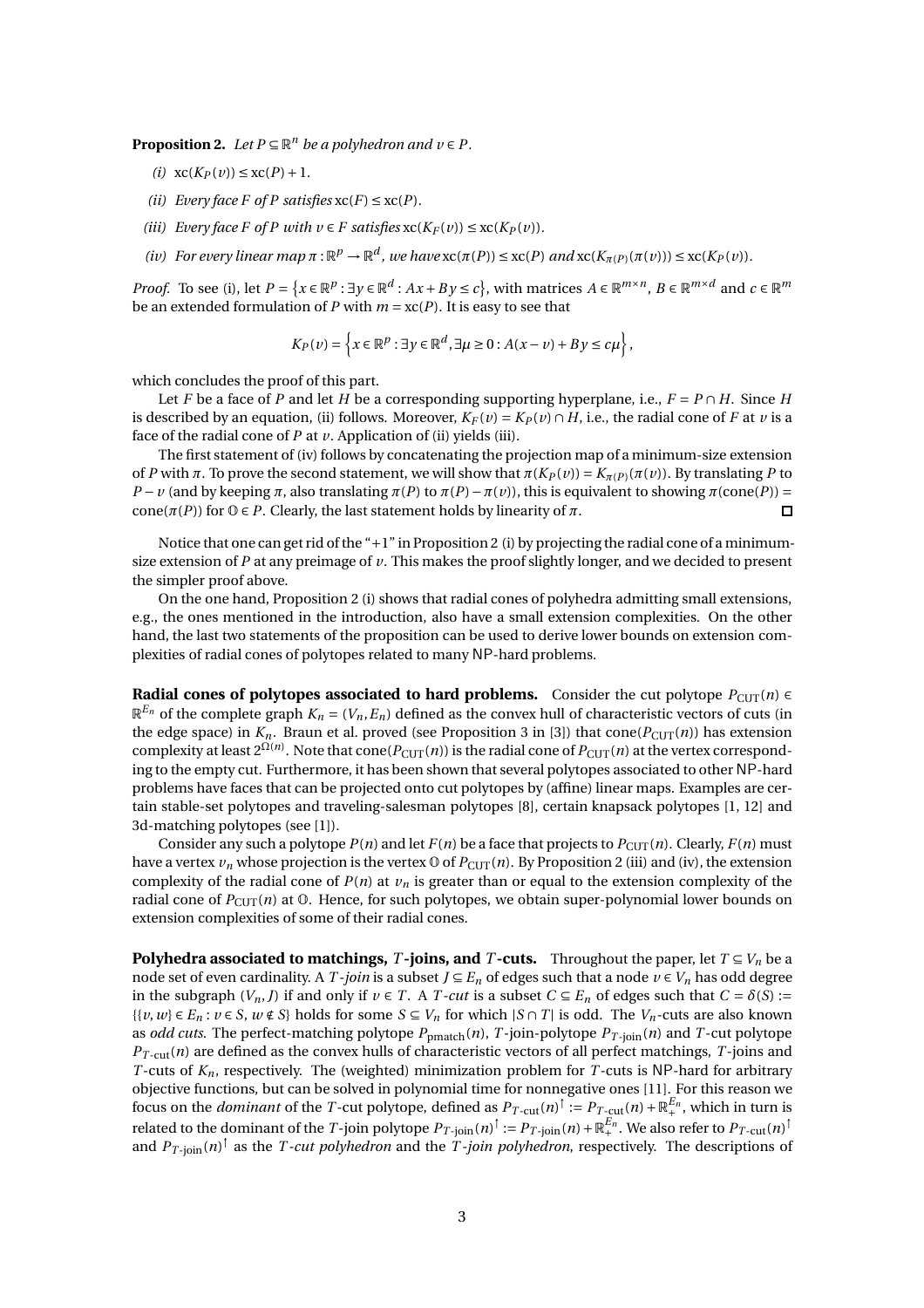**Proposition 2.** *Let $P \subseteq \mathbb{R}^n$ be a polyhedron and $v \in P$.*

*(i)* $\mathrm{xc}(K_P(v)) \leq \mathrm{xc}(P) + 1$.

*(ii) Every face $F$ of $P$ satisfies* $\mathrm{xc}(F) \leq \mathrm{xc}(P)$.

*(iii) Every face $F$ of $P$ with $v \in F$ satisfies* $\mathrm{xc}(K_F(v)) \leq \mathrm{xc}(K_P(v))$.

*(iv) For every linear map $\pi : \mathbb{R}^p \to \mathbb{R}^d$, we have* $\mathrm{xc}(\pi(P)) \leq \mathrm{xc}(P)$ *and* $\mathrm{xc}(K_{\pi(P)}(\pi(v))) \leq \mathrm{xc}(K_P(v))$.

*Proof.* To see (i), let $P = \{x \in \mathbb{R}^p : \exists y \in \mathbb{R}^d : Ax + By \leq c\}$, with matrices $A \in \mathbb{R}^{m \times n}$, $B \in \mathbb{R}^{m \times d}$ and $c \in \mathbb{R}^m$ be an extended formulation of $P$ with $m = \mathrm{xc}(P)$. It is easy to see that

$$K_P(v) = \left\{x \in \mathbb{R}^p : \exists y \in \mathbb{R}^d, \exists \mu \geq 0 : A(x - v) + By \leq c\mu\right\},$$

which concludes the proof of this part.

Let $F$ be a face of $P$ and let $H$ be a corresponding supporting hyperplane, i.e., $F = P \cap H$. Since $H$ is described by an equation, (ii) follows. Moreover, $K_F(v) = K_P(v) \cap H$, i.e., the radial cone of $F$ at $v$ is a face of the radial cone of $P$ at $v$. Application of (ii) yields (iii).

The first statement of (iv) follows by concatenating the projection map of a minimum-size extension of $P$ with $\pi$. To prove the second statement, we will show that $\pi(K_P(v)) = K_{\pi(P)}(\pi(v))$. By translating $P$ to $P - v$ (and by keeping $\pi$, also translating $\pi(P)$ to $\pi(P) - \pi(v)$), this is equivalent to showing $\pi(\mathrm{cone}(P)) = \mathrm{cone}(\pi(P))$ for $\mathbb{O} \in P$. Clearly, the last statement holds by linearity of $\pi$. □

Notice that one can get rid of the "+1" in Proposition 2 (i) by projecting the radial cone of a minimum-size extension of $P$ at any preimage of $v$. This makes the proof slightly longer, and we decided to present the simpler proof above.

On the one hand, Proposition 2 (i) shows that radial cones of polyhedra admitting small extensions, e.g., the ones mentioned in the introduction, also have a small extension complexities. On the other hand, the last two statements of the proposition can be used to derive lower bounds on extension complexities of radial cones of polytopes related to many NP-hard problems.

**Radial cones of polytopes associated to hard problems.** Consider the cut polytope $P_{\mathrm{CUT}}(n) \in \mathbb{R}^{E_n}$ of the complete graph $K_n = (V_n, E_n)$ defined as the convex hull of characteristic vectors of cuts (in the edge space) in $K_n$. Braun et al. proved (see Proposition 3 in [3]) that $\mathrm{cone}(P_{\mathrm{CUT}}(n))$ has extension complexity at least $2^{\Omega(n)}$. Note that $\mathrm{cone}(P_{\mathrm{CUT}}(n))$ is the radial cone of $P_{\mathrm{CUT}}(n)$ at the vertex corresponding to the empty cut. Furthermore, it has been shown that several polytopes associated to other NP-hard problems have faces that can be projected onto cut polytopes by (affine) linear maps. Examples are certain stable-set polytopes and traveling-salesman polytopes [8], certain knapsack polytopes [1, 12] and 3d-matching polytopes (see [1]).

Consider any such a polytope $P(n)$ and let $F(n)$ be a face that projects to $P_{\mathrm{CUT}}(n)$. Clearly, $F(n)$ must have a vertex $v_n$ whose projection is the vertex $\mathbb{O}$ of $P_{\mathrm{CUT}}(n)$. By Proposition 2 (iii) and (iv), the extension complexity of the radial cone of $P(n)$ at $v_n$ is greater than or equal to the extension complexity of the radial cone of $P_{\mathrm{CUT}}(n)$ at $\mathbb{O}$. Hence, for such polytopes, we obtain super-polynomial lower bounds on extension complexities of some of their radial cones.

**Polyhedra associated to matchings, $T$-joins, and $T$-cuts.** Throughout the paper, let $T \subseteq V_n$ be a node set of even cardinality. A *$T$-join* is a subset $J \subseteq E_n$ of edges such that a node $v \in V_n$ has odd degree in the subgraph $(V_n, J)$ if and only if $v \in T$. A *$T$-cut* is a subset $C \subseteq E_n$ of edges such that $C = \delta(S) := \{\{v, w\} \in E_n : v \in S, w \notin S\}$ holds for some $S \subseteq V_n$ for which $|S \cap T|$ is odd. The $V_n$-cuts are also known as *odd cuts*. The perfect-matching polytope $P_{\mathrm{pmatch}}(n)$, $T$-join-polytope $P_{T\text{-join}}(n)$ and $T$-cut polytope $P_{T\text{-cut}}(n)$ are defined as the convex hulls of characteristic vectors of all perfect matchings, $T$-joins and $T$-cuts of $K_n$, respectively. The (weighted) minimization problem for $T$-cuts is NP-hard for arbitrary objective functions, but can be solved in polynomial time for nonnegative ones [11]. For this reason we focus on the *dominant* of the $T$-cut polytope, defined as $P_{T\text{-cut}}(n)^{\uparrow} := P_{T\text{-cut}}(n) + \mathbb{R}^{E_n}_+$, which in turn is related to the dominant of the $T$-join polytope $P_{T\text{-join}}(n)^{\uparrow} := P_{T\text{-join}}(n) + \mathbb{R}^{E_n}_+$. We also refer to $P_{T\text{-cut}}(n)^{\uparrow}$ and $P_{T\text{-join}}(n)^{\uparrow}$ as the *$T$-cut polyhedron* and the *$T$-join polyhedron*, respectively. The descriptions of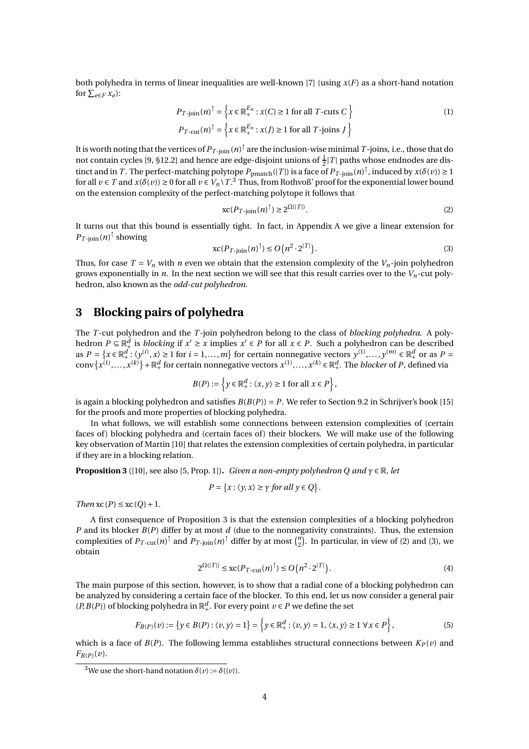both polyhedra in terms of linear inequalities are well-known [7] (using $x(F)$ as a short-hand notation for $\sum_{e\in F} x_e$):

$$
\begin{aligned}
P_{T\text{-join}}(n)^{\uparrow} &= \left\{ x \in \mathbb{R}_+^{E_n} : x(C) \geq 1 \text{ for all } T\text{-cuts } C \right\} \\
P_{T\text{-cut}}(n)^{\uparrow} &= \left\{ x \in \mathbb{R}_+^{E_n} : x(J) \geq 1 \text{ for all } T\text{-joins } J \right\}
\end{aligned}
\tag{1}
$$

It is worth noting that the vertices of $P_{T\text{-join}}(n)^{\uparrow}$ are the inclusion-wise minimal $T$-joins, i.e., those that do not contain cycles [9, §12.2] and hence are edge-disjoint unions of $\frac{1}{2}|T|$ paths whose endnodes are distinct and in $T$. The perfect-matching polytope $P_{\text{pmatch}}(|T|)$ is a face of $P_{T\text{-join}}(n)^{\uparrow}$, induced by $x(\delta(v)) \geq 1$ for all $v \in T$ and $x(\delta(v)) \geq 0$ for all $v \in V_n \setminus T$.[3] Thus, from Rothvoß' proof for the exponential lower bound on the extension complexity of the perfect-matching polytope it follows that

$$
\operatorname{xc}(P_{T\text{-join}}(n)^{\uparrow}) \geq 2^{\Omega(|T|)}. \tag{2}
$$

It turns out that this bound is essentially tight. In fact, in Appendix A we give a linear extension for $P_{T\text{-join}}(n)^{\uparrow}$ showing

$$
\operatorname{xc}(P_{T\text{-join}}(n)^{\uparrow}) \leq O\left(n^2 \cdot 2^{|T|}\right). \tag{3}
$$

Thus, for case $T = V_n$ with $n$ even we obtain that the extension complexity of the $V_n$-join polyhedron grows exponentially in $n$. In the next section we will see that this result carries over to the $V_n$-cut polyhedron, also known as the *odd-cut polyhedron*.

## 3 Blocking pairs of polyhedra

The $T$-cut polyhedron and the $T$-join polyhedron belong to the class of *blocking polyhedra*. A polyhedron $P \subseteq \mathbb{R}_+^d$ is *blocking* if $x' \geq x$ implies $x' \in P$ for all $x \in P$. Such a polyhedron can be described as $P = \left\{ x \in \mathbb{R}_+^d : \langle y^{(i)}, x \rangle \geq 1 \text{ for } i = 1, \ldots, m \right\}$ for certain nonnegative vectors $y^{(1)}, \ldots, y^{(m)} \in \mathbb{R}_+^d$ or as $P = \operatorname{conv}\left\{x^{(1)}, \ldots, x^{(k)}\right\} + \mathbb{R}_+^d$ for certain nonnegative vectors $x^{(1)}, \ldots, x^{(k)} \in \mathbb{R}_+^d$. The *blocker* of $P$, defined via

$$
B(P) := \left\{ y \in \mathbb{R}_+^d : \langle x, y \rangle \geq 1 \text{ for all } x \in P \right\},
$$

is again a blocking polyhedron and satisfies $B(B(P)) = P$. We refer to Section 9.2 in Schrijver's book [15] for the proofs and more properties of blocking polyhedra.

In what follows, we will establish some connections between extension complexities of (certain faces of) blocking polyhedra and (certain faces of) their blockers. We will make use of the following key observation of Martin [10] that relates the extension complexities of certain polyhedra, in particular if they are in a blocking relation.

**Proposition 3** ([10], see also [5, Prop. 1])**.** *Given a non-empty polyhedron $Q$ and $\gamma \in \mathbb{R}$, let*

$$
P = \left\{ x : \langle y, x \rangle \geq \gamma \text{ for all } y \in Q \right\}.
$$

*Then* $\operatorname{xc}(P) \leq \operatorname{xc}(Q) + 1$.

A first consequence of Proposition 3 is that the extension complexities of a blocking polyhedron $P$ and its blocker $B(P)$ differ by at most $d$ (due to the nonnegativity constraints). Thus, the extension complexities of $P_{T\text{-cut}}(n)^{\uparrow}$ and $P_{T\text{-join}}(n)^{\uparrow}$ differ by at most $\binom{n}{2}$. In particular, in view of (2) and (3), we obtain

$$
2^{\Omega(|T|)} \leq \operatorname{xc}(P_{T\text{-cut}}(n)^{\uparrow}) \leq O\left(n^2 \cdot 2^{|T|}\right). \tag{4}
$$

The main purpose of this section, however, is to show that a radial cone of a blocking polyhedron can be analyzed by considering a certain face of the blocker. To this end, let us now consider a general pair $(P, B(P))$ of blocking polyhedra in $\mathbb{R}_+^d$. For every point $v \in P$ we define the set

$$
F_{B(P)}(v) := \left\{ y \in B(P) : \langle v, y \rangle = 1 \right\} = \left\{ y \in \mathbb{R}_+^d : \langle v, y \rangle = 1,\ \langle x, y \rangle \geq 1\ \forall x \in P \right\}, \tag{5}
$$

which is a face of $B(P)$. The following lemma establishes structural connections between $K_P(v)$ and $F_{B(P)}(v)$.

---

[3] We use the short-hand notation $\delta(v) := \delta(\{v\})$.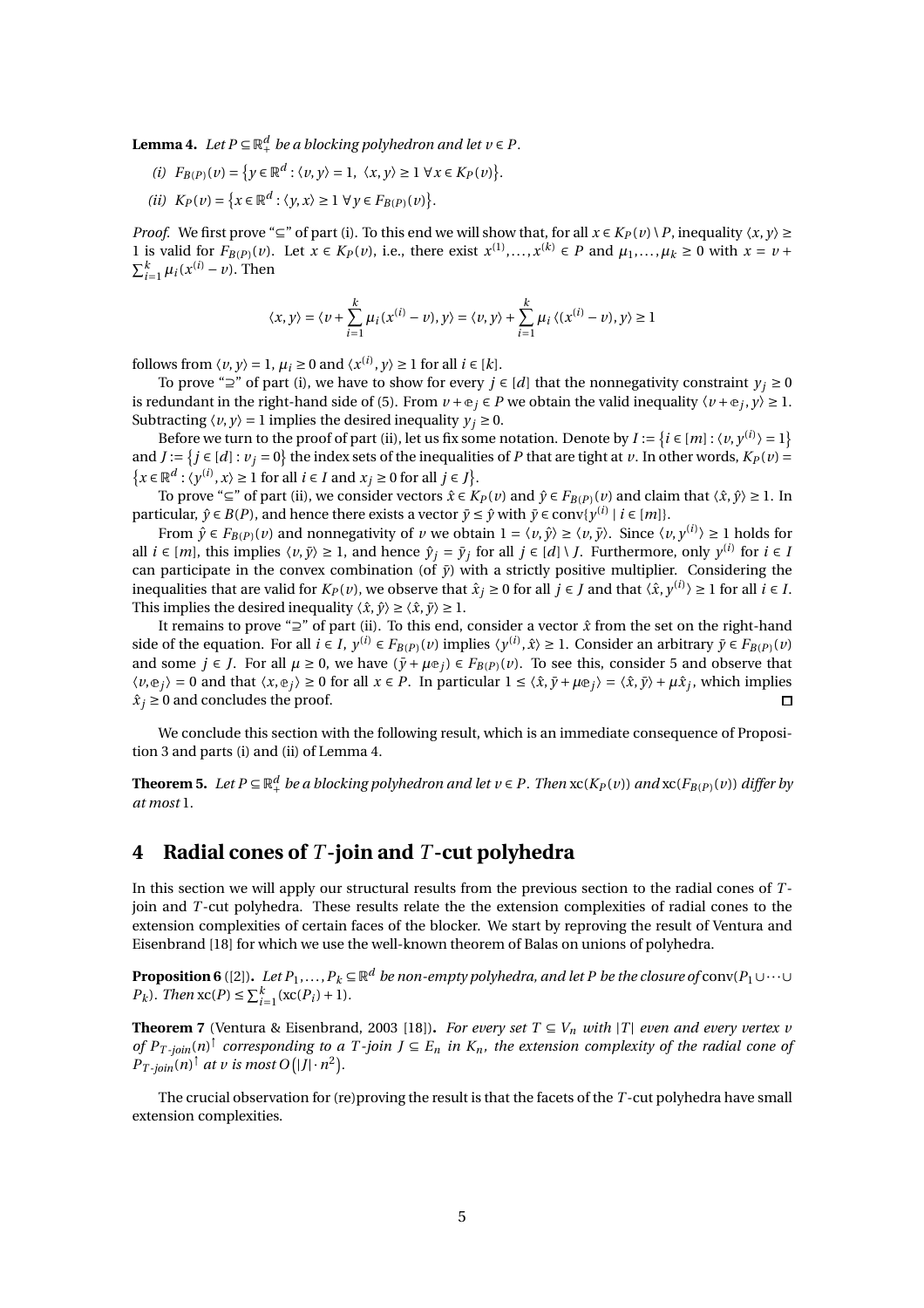**Lemma 4.** *Let $P \subseteq \mathbb{R}^d_+$ be a blocking polyhedron and let $v \in P$.*

*(i) $F_{B(P)}(v) = \{y \in \mathbb{R}^d : \langle v, y \rangle = 1,\ \langle x, y \rangle \geq 1\ \forall x \in K_P(v)\}$.*

*(ii) $K_P(v) = \{x \in \mathbb{R}^d : \langle y, x \rangle \geq 1\ \forall y \in F_{B(P)}(v)\}$.*

*Proof.* We first prove "$\subseteq$" of part (i). To this end we will show that, for all $x \in K_P(v) \setminus P$, inequality $\langle x, y \rangle \geq 1$ is valid for $F_{B(P)}(v)$. Let $x \in K_P(v)$, i.e., there exist $x^{(1)}, \ldots, x^{(k)} \in P$ and $\mu_1, \ldots, \mu_k \geq 0$ with $x = v + \sum_{i=1}^k \mu_i (x^{(i)} - v)$. Then

$$\langle x, y \rangle = \langle v + \sum_{i=1}^k \mu_i (x^{(i)} - v), y \rangle = \langle v, y \rangle + \sum_{i=1}^k \mu_i \langle (x^{(i)} - v), y \rangle \geq 1$$

follows from $\langle v, y \rangle = 1$, $\mu_i \geq 0$ and $\langle x^{(i)}, y \rangle \geq 1$ for all $i \in [k]$.

To prove "$\supseteq$" of part (i), we have to show for every $j \in [d]$ that the nonnegativity constraint $y_j \geq 0$ is redundant in the right-hand side of (5). From $v + \mathbb{e}_j \in P$ we obtain the valid inequality $\langle v + \mathbb{e}_j, y \rangle \geq 1$. Subtracting $\langle v, y \rangle = 1$ implies the desired inequality $y_j \geq 0$.

Before we turn to the proof of part (ii), let us fix some notation. Denote by $I := \{i \in [m] : \langle v, y^{(i)} \rangle = 1\}$ and $J := \{j \in [d] : v_j = 0\}$ the index sets of the inequalities of $P$ that are tight at $v$. In other words, $K_P(v) = \{x \in \mathbb{R}^d : \langle y^{(i)}, x \rangle \geq 1 \text{ for all } i \in I \text{ and } x_j \geq 0 \text{ for all } j \in J\}$.

To prove "$\subseteq$" of part (ii), we consider vectors $\hat{x} \in K_P(v)$ and $\hat{y} \in F_{B(P)}(v)$ and claim that $\langle \hat{x}, \hat{y} \rangle \geq 1$. In particular, $\hat{y} \in B(P)$, and hence there exists a vector $\bar{y} \leq \hat{y}$ with $\bar{y} \in \text{conv}\{y^{(i)} \mid i \in [m]\}$.

From $\hat{y} \in F_{B(P)}(v)$ and nonnegativity of $v$ we obtain $1 = \langle v, \hat{y} \rangle \geq \langle v, \bar{y} \rangle$. Since $\langle v, y^{(i)} \rangle \geq 1$ holds for all $i \in [m]$, this implies $\langle v, \bar{y} \rangle \geq 1$, and hence $\hat{y}_j = \bar{y}_j$ for all $j \in [d] \setminus J$. Furthermore, only $y^{(i)}$ for $i \in I$ can participate in the convex combination (of $\bar{y}$) with a strictly positive multiplier. Considering the inequalities that are valid for $K_P(v)$, we observe that $\hat{x}_j \geq 0$ for all $j \in J$ and that $\langle \hat{x}, y^{(i)} \rangle \geq 1$ for all $i \in I$. This implies the desired inequality $\langle \hat{x}, \hat{y} \rangle \geq \langle \hat{x}, \bar{y} \rangle \geq 1$.

It remains to prove "$\supseteq$" of part (ii). To this end, consider a vector $\hat{x}$ from the set on the right-hand side of the equation. For all $i \in I$, $y^{(i)} \in F_{B(P)}(v)$ implies $\langle y^{(i)}, \hat{x} \rangle \geq 1$. Consider an arbitrary $\bar{y} \in F_{B(P)}(v)$ and some $j \in J$. For all $\mu \geq 0$, we have $(\bar{y} + \mu \mathbb{e}_j) \in F_{B(P)}(v)$. To see this, consider 5 and observe that $\langle v, \mathbb{e}_j \rangle = 0$ and that $\langle x, \mathbb{e}_j \rangle \geq 0$ for all $x \in P$. In particular $1 \leq \langle \hat{x}, \bar{y} + \mu \mathbb{e}_j \rangle = \langle \hat{x}, \bar{y} \rangle + \mu \hat{x}_j$, which implies $\hat{x}_j \geq 0$ and concludes the proof. ◻

We conclude this section with the following result, which is an immediate consequence of Proposition 3 and parts (i) and (ii) of Lemma 4.

**Theorem 5.** *Let $P \subseteq \mathbb{R}^d_+$ be a blocking polyhedron and let $v \in P$. Then $\text{xc}(K_P(v))$ and $\text{xc}(F_{B(P)}(v))$ differ by at most 1.*

# 4 Radial cones of $T$-join and $T$-cut polyhedra

In this section we will apply our structural results from the previous section to the radial cones of $T$-join and $T$-cut polyhedra. These results relate the the extension complexities of radial cones to the extension complexities of certain faces of the blocker. We start by reproving the result of Ventura and Eisenbrand [18] for which we use the well-known theorem of Balas on unions of polyhedra.

**Proposition 6** ([2])**.** *Let $P_1, \ldots, P_k \subseteq \mathbb{R}^d$ be non-empty polyhedra, and let $P$ be the closure of $\text{conv}(P_1 \cup \cdots \cup P_k)$. Then $\text{xc}(P) \leq \sum_{i=1}^k (\text{xc}(P_i) + 1)$.*

**Theorem 7** (Ventura & Eisenbrand, 2003 [18])**.** *For every set $T \subseteq V_n$ with $|T|$ even and every vertex $v$ of $P_{T\text{-join}}(n)^{\uparrow}$ corresponding to a $T$-join $J \subseteq E_n$ in $K_n$, the extension complexity of the radial cone of $P_{T\text{-join}}(n)^{\uparrow}$ at $v$ is most $O(|J| \cdot n^2)$.*

The crucial observation for (re)proving the result is that the facets of the $T$-cut polyhedra have small extension complexities.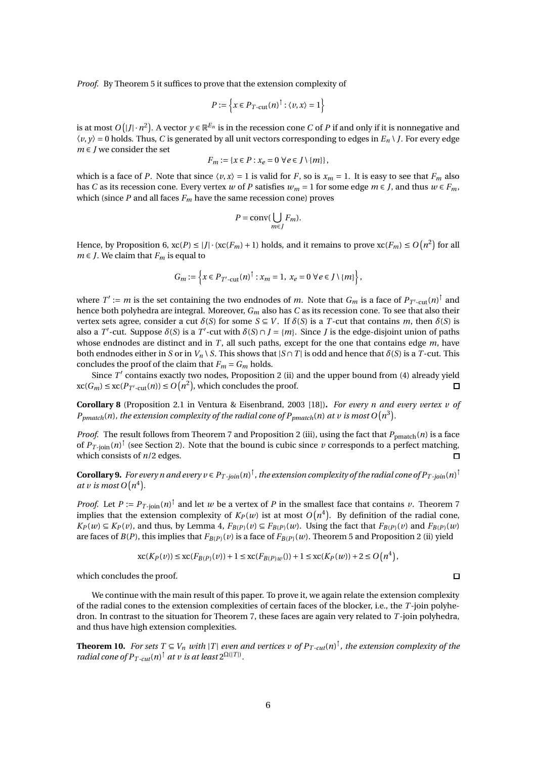*Proof.* By Theorem 5 it suffices to prove that the extension complexity of

$$P := \left\{ x \in P_{T\text{-cut}}(n)^{\uparrow} : \langle v, x \rangle = 1 \right\}$$

is at most $O\left(|J| \cdot n^2\right)$. A vector $y \in \mathbb{R}^{E_n}$ is in the recession cone $C$ of $P$ if and only if it is nonnegative and $\langle v, y \rangle = 0$ holds. Thus, $C$ is generated by all unit vectors corresponding to edges in $E_n \setminus J$. For every edge $m \in J$ we consider the set

$$F_m := \{ x \in P : x_e = 0 \ \forall e \in J \setminus \{m\} \},$$

which is a face of $P$. Note that since $\langle v, x \rangle = 1$ is valid for $F$, so is $x_m = 1$. It is easy to see that $F_m$ also has $C$ as its recession cone. Every vertex $w$ of $P$ satisfies $w_m = 1$ for some edge $m \in J$, and thus $w \in F_m$, which (since $P$ and all faces $F_m$ have the same recession cone) proves

$$P = \operatorname{conv}\left( \bigcup_{m \in J} F_m \right).$$

Hence, by Proposition 6, $\operatorname{xc}(P) \leq |J| \cdot (\operatorname{xc}(F_m) + 1)$ holds, and it remains to prove $\operatorname{xc}(F_m) \leq O\left(n^2\right)$ for all $m \in J$. We claim that $F_m$ is equal to

$$G_m := \left\{ x \in P_{T'\text{-cut}}(n)^{\uparrow} : x_m = 1, \ x_e = 0 \ \forall e \in J \setminus \{m\} \right\},$$

where $T' := m$ is the set containing the two endnodes of $m$. Note that $G_m$ is a face of $P_{T'\text{-cut}}(n)^{\uparrow}$ and hence both polyhedra are integral. Moreover, $G_m$ also has $C$ as its recession cone. To see that also their vertex sets agree, consider a cut $\delta(S)$ for some $S \subseteq V$. If $\delta(S)$ is a $T$-cut that contains $m$, then $\delta(S)$ is also a $T'$-cut. Suppose $\delta(S)$ is a $T'$-cut with $\delta(S) \cap J = \{m\}$. Since $J$ is the edge-disjoint union of paths whose endnodes are distinct and in $T$, all such paths, except for the one that contains edge $m$, have both endnodes either in $S$ or in $V_n \setminus S$. This shows that $|S \cap T|$ is odd and hence that $\delta(S)$ is a $T$-cut. This concludes the proof of the claim that $F_m = G_m$ holds.

Since $T'$ contains exactly two nodes, Proposition 2 (ii) and the upper bound from (4) already yield $\operatorname{xc}(G_m) \leq \operatorname{xc}(P_{T'\text{-cut}}(n)) \leq O\left(n^2\right)$, which concludes the proof. □

**Corollary 8** (Proposition 2.1 in Ventura & Eisenbrand, 2003 [18])**.** *For every $n$ and every vertex $v$ of $P_{pmatch}(n)$, the extension complexity of the radial cone of $P_{pmatch}(n)$ at $v$ is most $O\left(n^3\right)$.*

*Proof.* The result follows from Theorem 7 and Proposition 2 (iii), using the fact that $P_{\text{pmatch}}(n)$ is a face of $P_{T\text{-join}}(n)^{\uparrow}$ (see Section 2). Note that the bound is cubic since $v$ corresponds to a perfect matching, which consists of $n/2$ edges. □

**Corollary 9.** *For every $n$ and every $v \in P_{T\text{-join}}(n)^{\uparrow}$, the extension complexity of the radial cone of $P_{T\text{-join}}(n)^{\uparrow}$ at $v$ is most $O\left(n^4\right)$.*

*Proof.* Let $P := P_{T\text{-join}}(n)^{\uparrow}$ and let $w$ be a vertex of $P$ in the smallest face that contains $v$. Theorem 7 implies that the extension complexity of $K_P(w)$ ist at most $O\left(n^4\right)$. By definition of the radial cone, $K_P(w) \subseteq K_P(v)$, and thus, by Lemma 4, $F_{B(P)}(v) \subseteq F_{B(P)}(w)$. Using the fact that $F_{B(P)}(v)$ and $F_{B(P)}(w)$ are faces of $B(P)$, this implies that $F_{B(P)}(v)$ is a face of $F_{B(P)}(w)$. Theorem 5 and Proposition 2 (ii) yield

$$\operatorname{xc}(K_P(v)) \leq \operatorname{xc}(F_{B(P)}(v)) + 1 \leq \operatorname{xc}(F_{B(P)w}()) + 1 \leq \operatorname{xc}(K_P(w)) + 2 \leq O\left(n^4\right),$$

which concludes the proof. □

We continue with the main result of this paper. To prove it, we again relate the extension complexity of the radial cones to the extension complexities of certain faces of the blocker, i.e., the $T$-join polyhedron. In contrast to the situation for Theorem 7, these faces are again very related to $T$-join polyhedra, and thus have high extension complexities.

**Theorem 10.** *For sets $T \subseteq V_n$ with $|T|$ even and vertices $v$ of $P_{T\text{-cut}}(n)^{\uparrow}$, the extension complexity of the radial cone of $P_{T\text{-cut}}(n)^{\uparrow}$ at $v$ is at least $2^{\Omega(|T|)}$.*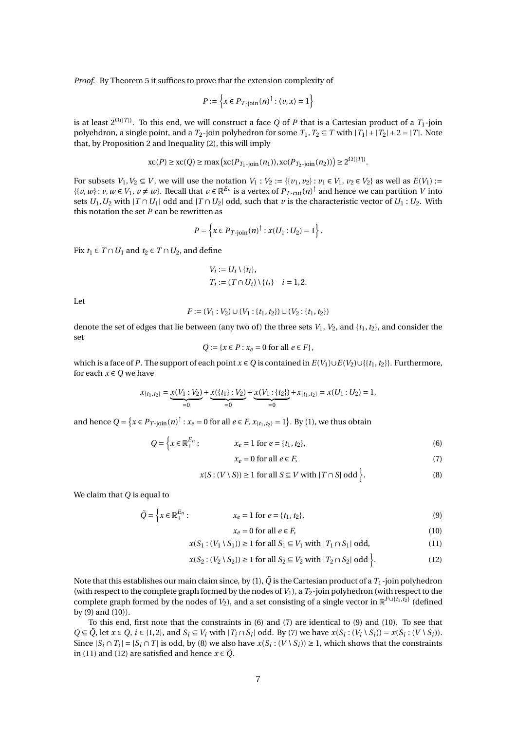*Proof.* By Theorem 5 it suffices to prove that the extension complexity of

$$P := \left\{ x \in P_{T\text{-join}}(n)^{\uparrow} : \langle v, x \rangle = 1 \right\}$$

is at least $2^{\Omega(|T|)}$. To this end, we will construct a face $Q$ of $P$ that is a Cartesian product of a $T_1$-join polyhedron, a single point, and a $T_2$-join polyhedron for some $T_1, T_2 \subseteq T$ with $|T_1| + |T_2| + 2 = |T|$. Note that, by Proposition 2 and Inequality (2), this will imply

$$\operatorname{xc}(P) \geq \operatorname{xc}(Q) \geq \max\left(\operatorname{xc}(P_{T_1\text{-join}}(n_1)), \operatorname{xc}(P_{T_2\text{-join}}(n_2))\right) \geq 2^{\Omega(|T|)}.$$

For subsets $V_1, V_2 \subseteq V$, we will use the notation $V_1 : V_2 := \{\{v_1, v_2\} : v_1 \in V_1, v_2 \in V_2\}$ as well as $E(V_1) := \{\{v, w\} : v, w \in V_1, v \neq w\}$. Recall that $v \in \mathbb{R}^{E_n}$ is a vertex of $P_{T\text{-cut}}(n)^{\uparrow}$ and hence we can partition $V$ into sets $U_1, U_2$ with $|T \cap U_1|$ odd and $|T \cap U_2|$ odd, such that $v$ is the characteristic vector of $U_1 : U_2$. With this notation the set $P$ can be rewritten as

$$P = \left\{ x \in P_{T\text{-join}}(n)^{\uparrow} : x(U_1 : U_2) = 1 \right\}.$$

Fix $t_1 \in T \cap U_1$ and $t_2 \in T \cap U_2$, and define

$$\begin{aligned} V_i &:= U_i \setminus \{t_i\}, \\ T_i &:= (T \cap U_i) \setminus \{t_i\} \quad i = 1, 2. \end{aligned}$$

Let

$$F := (V_1 : V_2) \cup (V_1 : \{t_1, t_2\}) \cup (V_2 : \{t_1, t_2\})$$

denote the set of edges that lie between (any two of) the three sets $V_1$, $V_2$, and $\{t_1, t_2\}$, and consider the set

$$Q := \{x \in P : x_e = 0 \text{ for all } e \in F\},$$

which is a face of $P$. The support of each point $x \in Q$ is contained in $E(V_1) \cup E(V_2) \cup \{\{t_1, t_2\}\}$. Furthermore, for each $x \in Q$ we have

$$x_{\{t_1, t_2\}} = \underbrace{x(V_1 : V_2)}_{=0} + \underbrace{x(\{t_1\} : V_2)}_{=0} + \underbrace{x(V_1 : \{t_2\})}_{=0} + x_{\{t_1, t_2\}} = x(U_1 : U_2) = 1,$$

and hence $Q = \left\{ x \in P_{T\text{-join}}(n)^{\uparrow} : x_e = 0 \text{ for all } e \in F,\, x_{\{t_1, t_2\}} = 1 \right\}$. By (1), we thus obtain

$$\begin{aligned} Q = \Big\{ x \in \mathbb{R}_+^{E_n} : \quad & x_e = 1 \text{ for } e = \{t_1, t_2\}, & (6) \\ & x_e = 0 \text{ for all } e \in F, & (7) \\ & x(S : (V \setminus S)) \geq 1 \text{ for all } S \subseteq V \text{ with } |T \cap S| \text{ odd} \Big\}. & (8) \end{aligned}$$

We claim that $Q$ is equal to

$$\begin{aligned} \tilde{Q} = \Big\{ x \in \mathbb{R}_+^{E_n} : \quad & x_e = 1 \text{ for } e = \{t_1, t_2\}, & (9) \\ & x_e = 0 \text{ for all } e \in F, & (10) \\ & x(S_1 : (V_1 \setminus S_1)) \geq 1 \text{ for all } S_1 \subseteq V_1 \text{ with } |T_1 \cap S_1| \text{ odd}, & (11) \\ & x(S_2 : (V_2 \setminus S_2)) \geq 1 \text{ for all } S_2 \subseteq V_2 \text{ with } |T_2 \cap S_2| \text{ odd} \Big\}. & (12) \end{aligned}$$

Note that this establishes our main claim since, by (1), $\tilde{Q}$ is the Cartesian product of a $T_1$-join polyhedron (with respect to the complete graph formed by the nodes of $V_1$), a $T_2$-join polyhedron (with respect to the complete graph formed by the nodes of $V_2$), and a set consisting of a single vector in $\mathbb{R}^{F \cup \{t_1, t_2\}}$ (defined by (9) and (10)).

To this end, first note that the constraints in (6) and (7) are identical to (9) and (10). To see that $Q \subseteq \tilde{Q}$, let $x \in Q$, $i \in \{1, 2\}$, and $S_i \subseteq V_i$ with $|T_i \cap S_i|$ odd. By (7) we have $x(S_i : (V_i \setminus S_i)) = x(S_i : (V \setminus S_i))$. Since $|S_i \cap T_i| = |S_i \cap T|$ is odd, by (8) we also have $x(S_i : (V \setminus S_i)) \geq 1$, which shows that the constraints in (11) and (12) are satisfied and hence $x \in \tilde{Q}$.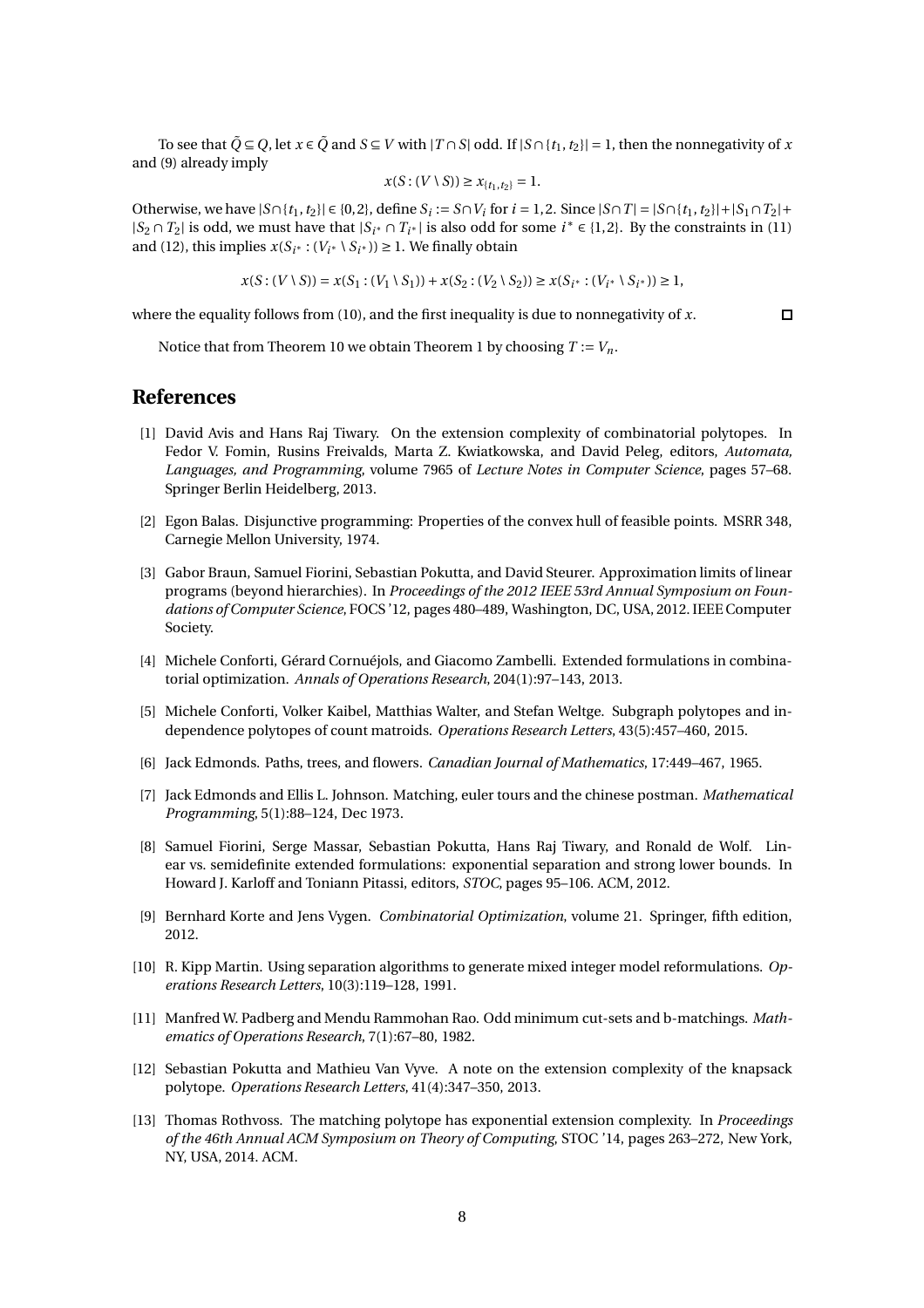To see that $\tilde{Q} \subseteq Q$, let $x \in \tilde{Q}$ and $S \subseteq V$ with $|T \cap S|$ odd. If $|S \cap \{t_1, t_2\}| = 1$, then the nonnegativity of $x$ and (9) already imply

$$x(S : (V \setminus S)) \geq x_{\{t_1, t_2\}} = 1.$$

Otherwise, we have $|S \cap \{t_1, t_2\}| \in \{0, 2\}$, define $S_i := S \cap V_i$ for $i = 1, 2$. Since $|S \cap T| = |S \cap \{t_1, t_2\}| + |S_1 \cap T_2| + |S_2 \cap T_2|$ is odd, we must have that $|S_{i^*} \cap T_{i^*}|$ is also odd for some $i^* \in \{1, 2\}$. By the constraints in (11) and (12), this implies $x(S_{i^*} : (V_{i^*} \setminus S_{i^*})) \geq 1$. We finally obtain

$$x(S : (V \setminus S)) = x(S_1 : (V_1 \setminus S_1)) + x(S_2 : (V_2 \setminus S_2)) \geq x(S_{i^*} : (V_{i^*} \setminus S_{i^*})) \geq 1,$$

where the equality follows from (10), and the first inequality is due to nonnegativity of $x$. □

Notice that from Theorem 10 we obtain Theorem 1 by choosing $T := V_n$.

## References

[1] David Avis and Hans Raj Tiwary. On the extension complexity of combinatorial polytopes. In Fedor V. Fomin, Rusins Freivalds, Marta Z. Kwiatkowska, and David Peleg, editors, *Automata, Languages, and Programming*, volume 7965 of *Lecture Notes in Computer Science*, pages 57–68. Springer Berlin Heidelberg, 2013.

[2] Egon Balas. Disjunctive programming: Properties of the convex hull of feasible points. MSRR 348, Carnegie Mellon University, 1974.

[3] Gabor Braun, Samuel Fiorini, Sebastian Pokutta, and David Steurer. Approximation limits of linear programs (beyond hierarchies). In *Proceedings of the 2012 IEEE 53rd Annual Symposium on Foundations of Computer Science*, FOCS '12, pages 480–489, Washington, DC, USA, 2012. IEEE Computer Society.

[4] Michele Conforti, Gérard Cornuéjols, and Giacomo Zambelli. Extended formulations in combinatorial optimization. *Annals of Operations Research*, 204(1):97–143, 2013.

[5] Michele Conforti, Volker Kaibel, Matthias Walter, and Stefan Weltge. Subgraph polytopes and independence polytopes of count matroids. *Operations Research Letters*, 43(5):457–460, 2015.

[6] Jack Edmonds. Paths, trees, and flowers. *Canadian Journal of Mathematics*, 17:449–467, 1965.

[7] Jack Edmonds and Ellis L. Johnson. Matching, euler tours and the chinese postman. *Mathematical Programming*, 5(1):88–124, Dec 1973.

[8] Samuel Fiorini, Serge Massar, Sebastian Pokutta, Hans Raj Tiwary, and Ronald de Wolf. Linear vs. semidefinite extended formulations: exponential separation and strong lower bounds. In Howard J. Karloff and Toniann Pitassi, editors, *STOC*, pages 95–106. ACM, 2012.

[9] Bernhard Korte and Jens Vygen. *Combinatorial Optimization*, volume 21. Springer, fifth edition, 2012.

[10] R. Kipp Martin. Using separation algorithms to generate mixed integer model reformulations. *Operations Research Letters*, 10(3):119–128, 1991.

[11] Manfred W. Padberg and Mendu Rammohan Rao. Odd minimum cut-sets and b-matchings. *Mathematics of Operations Research*, 7(1):67–80, 1982.

[12] Sebastian Pokutta and Mathieu Van Vyve. A note on the extension complexity of the knapsack polytope. *Operations Research Letters*, 41(4):347–350, 2013.

[13] Thomas Rothvoss. The matching polytope has exponential extension complexity. In *Proceedings of the 46th Annual ACM Symposium on Theory of Computing*, STOC '14, pages 263–272, New York, NY, USA, 2014. ACM.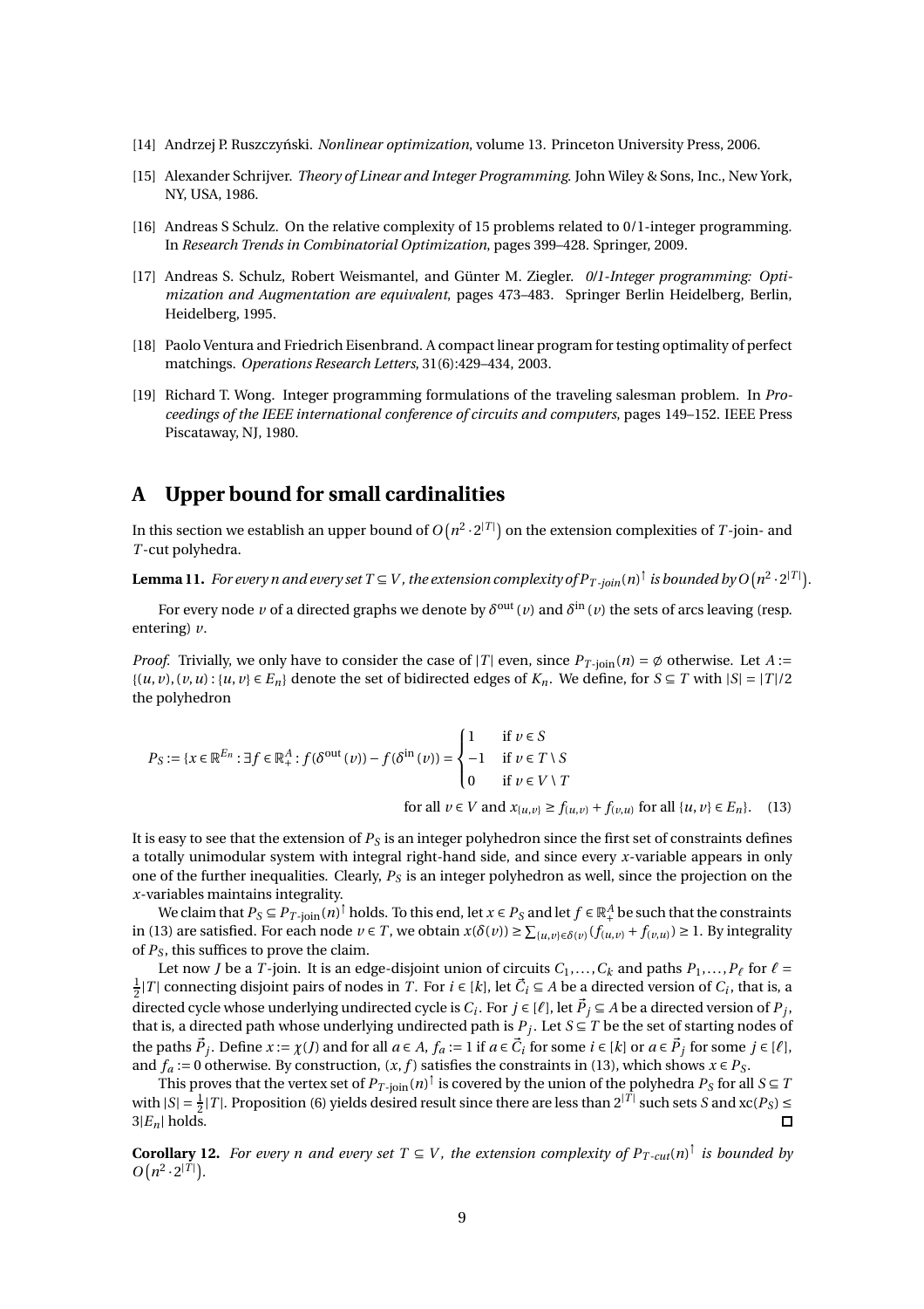[14] Andrzej P. Ruszczyński. *Nonlinear optimization*, volume 13. Princeton University Press, 2006.

[15] Alexander Schrijver. *Theory of Linear and Integer Programming*. John Wiley & Sons, Inc., New York, NY, USA, 1986.

[16] Andreas S Schulz. On the relative complexity of 15 problems related to 0/1-integer programming. In *Research Trends in Combinatorial Optimization*, pages 399–428. Springer, 2009.

[17] Andreas S. Schulz, Robert Weismantel, and Günter M. Ziegler. *0/1-Integer programming: Optimization and Augmentation are equivalent*, pages 473–483. Springer Berlin Heidelberg, Berlin, Heidelberg, 1995.

[18] Paolo Ventura and Friedrich Eisenbrand. A compact linear program for testing optimality of perfect matchings. *Operations Research Letters*, 31(6):429–434, 2003.

[19] Richard T. Wong. Integer programming formulations of the traveling salesman problem. In *Proceedings of the IEEE international conference of circuits and computers*, pages 149–152. IEEE Press Piscataway, NJ, 1980.

## A Upper bound for small cardinalities

In this section we establish an upper bound of $O(n^2 \cdot 2^{|T|})$ on the extension complexities of $T$-join- and $T$-cut polyhedra.

**Lemma 11.** *For every $n$ and every set $T \subseteq V$, the extension complexity of $P_{T\text{-join}}(n)^{\uparrow}$ is bounded by $O(n^2 \cdot 2^{|T|})$.*

For every node $v$ of a directed graphs we denote by $\delta^{\text{out}}(v)$ and $\delta^{\text{in}}(v)$ the sets of arcs leaving (resp. entering) $v$.

*Proof.* Trivially, we only have to consider the case of $|T|$ even, since $P_{T\text{-join}}(n) = \emptyset$ otherwise. Let $A := \{(u,v),(v,u) : \{u,v\} \in E_n\}$ denote the set of bidirected edges of $K_n$. We define, for $S \subseteq T$ with $|S| = |T|/2$ the polyhedron

$$P_S := \{x \in \mathbb{R}^{E_n} : \exists f \in \mathbb{R}_+^A : f(\delta^{\text{out}}(v)) - f(\delta^{\text{in}}(v)) = \begin{cases} 1 & \text{if } v \in S \\ -1 & \text{if } v \in T \setminus S \\ 0 & \text{if } v \in V \setminus T \end{cases}$$

$$\text{for all } v \in V \text{ and } x_{\{u,v\}} \geq f_{(u,v)} + f_{(v,u)} \text{ for all } \{u,v\} \in E_n\}. \quad (13)$$

It is easy to see that the extension of $P_S$ is an integer polyhedron since the first set of constraints defines a totally unimodular system with integral right-hand side, and since every $x$-variable appears in only one of the further inequalities. Clearly, $P_S$ is an integer polyhedron as well, since the projection on the $x$-variables maintains integrality.

We claim that $P_S \subseteq P_{T\text{-join}}(n)^{\uparrow}$ holds. To this end, let $x \in P_S$ and let $f \in \mathbb{R}_+^A$ be such that the constraints in (13) are satisfied. For each node $v \in T$, we obtain $x(\delta(v)) \geq \sum_{\{u,v\} \in \delta(v)} (f_{(u,v)} + f_{(v,u)}) \geq 1$. By integrality of $P_S$, this suffices to prove the claim.

Let now $J$ be a $T$-join. It is an edge-disjoint union of circuits $C_1, \dots, C_k$ and paths $P_1, \dots, P_\ell$ for $\ell = \frac{1}{2}|T|$ connecting disjoint pairs of nodes in $T$. For $i \in [k]$, let $\vec{C}_i \subseteq A$ be a directed version of $C_i$, that is, a directed cycle whose underlying undirected cycle is $C_i$. For $j \in [\ell]$, let $\vec{P}_j \subseteq A$ be a directed version of $P_j$, that is, a directed path whose underlying undirected path is $P_j$. Let $S \subseteq T$ be the set of starting nodes of the paths $\vec{P}_j$. Define $x := \chi(J)$ and for all $a \in A$, $f_a := 1$ if $a \in \vec{C}_i$ for some $i \in [k]$ or $a \in \vec{P}_j$ for some $j \in [\ell]$, and $f_a := 0$ otherwise. By construction, $(x, f)$ satisfies the constraints in (13), which shows $x \in P_S$.

This proves that the vertex set of $P_{T\text{-join}}(n)^{\uparrow}$ is covered by the union of the polyhedra $P_S$ for all $S \subseteq T$ with $|S| = \frac{1}{2}|T|$. Proposition (6) yields desired result since there are less than $2^{|T|}$ such sets $S$ and $\text{xc}(P_S) \leq 3|E_n|$ holds. $\square$

**Corollary 12.** *For every $n$ and every set $T \subseteq V$, the extension complexity of $P_{T\text{-cut}}(n)^{\uparrow}$ is bounded by $O(n^2 \cdot 2^{|T|})$.*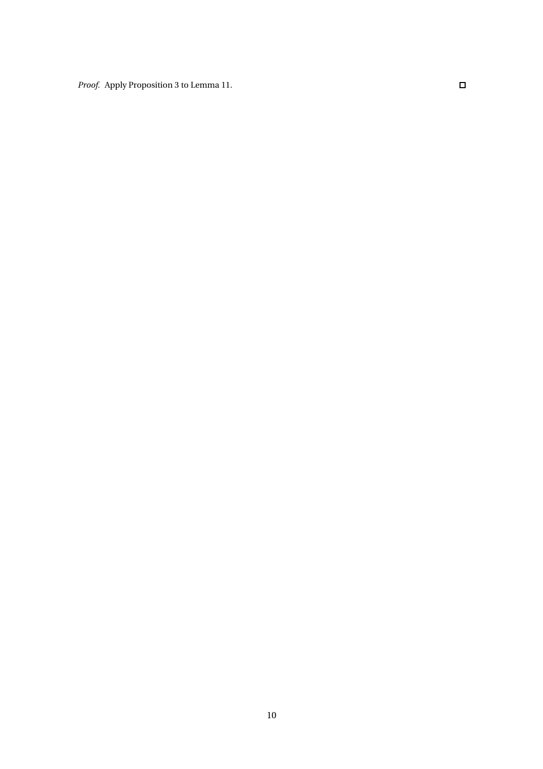*Proof.* Apply Proposition 3 to Lemma 11. □